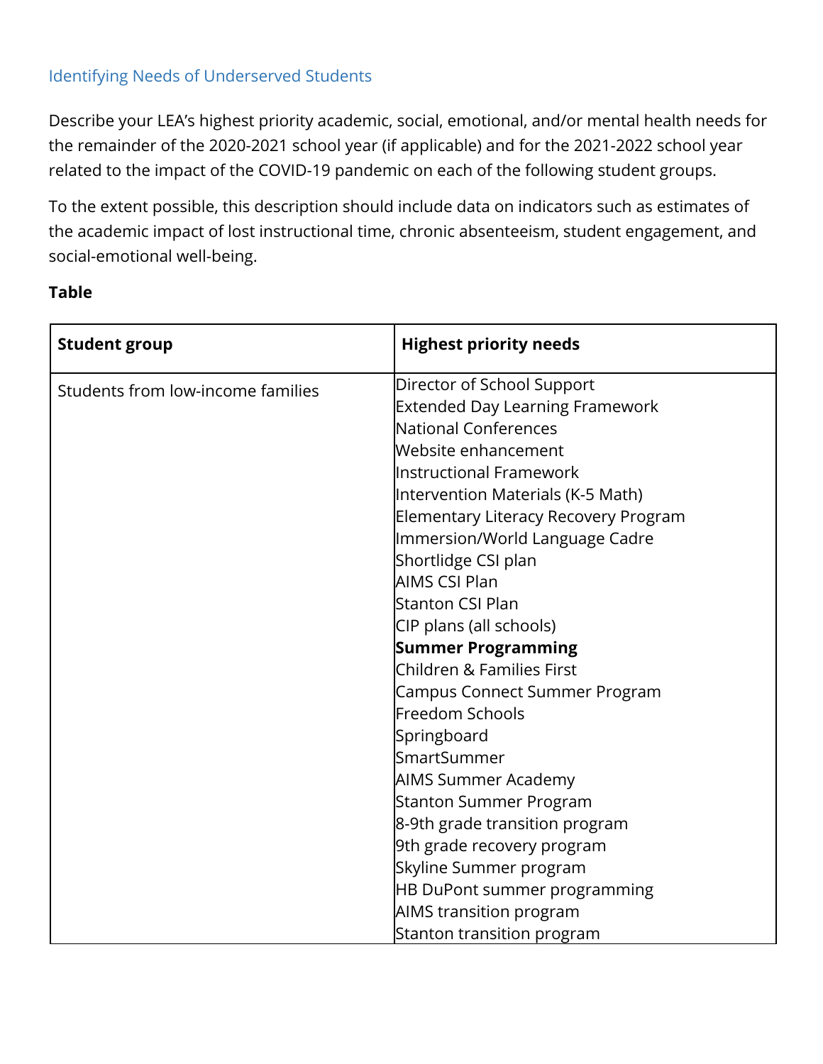### Identifying Needs of Underserved Students

Describe your LEA's highest priority academic, social, emotional, and/or mental health needs for the remainder of the 2020-2021 school year (if applicable) and for the 2021-2022 school year related to the impact of the COVID-19 pandemic on each of the following student groups.

To the extent possible, this description should include data on indicators such as estimates of the academic impact of lost instructional time, chronic absenteeism, student engagement, and social-emotional well-being.

**Table**

| Student group | Highest priority needs |
| --- | --- |
| Students from low-income families | Director of School Support<br>Extended Day Learning Framework<br>National Conferences<br>Website enhancement<br>Instructional Framework<br>Intervention Materials (K-5 Math)<br>Elementary Literacy Recovery Program<br>Immersion/World Language Cadre<br>Shortlidge CSI plan<br>AIMS CSI Plan<br>Stanton CSI Plan<br>CIP plans (all schools)<br>**Summer Programming**<br>Children & Families First<br>Campus Connect Summer Program<br>Freedom Schools<br>Springboard<br>SmartSummer<br>AIMS Summer Academy<br>Stanton Summer Program<br>8-9th grade transition program<br>9th grade recovery program<br>Skyline Summer program<br>HB DuPont summer programming<br>AIMS transition program<br>Stanton transition program |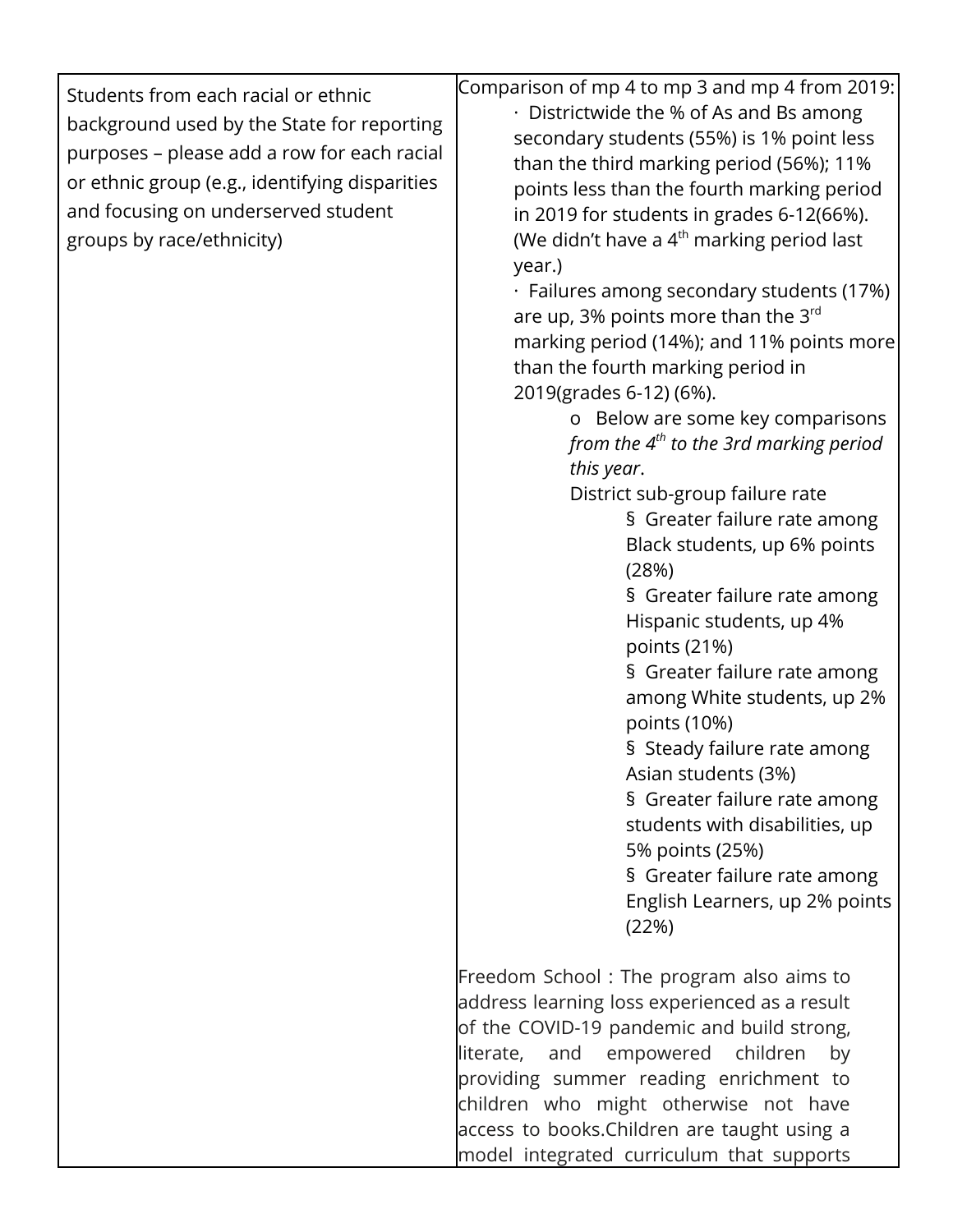| Students from each racial or ethnic background used by the State for reporting purposes – please add a row for each racial or ethnic group (e.g., identifying disparities and focusing on underserved student groups by race/ethnicity) | Comparison of mp 4 to mp 3 and mp 4 from 2019:<br>· Districtwide the % of As and Bs among secondary students (55%) is 1% point less than the third marking period (56%); 11% points less than the fourth marking period in 2019 for students in grades 6-12(66%). (We didn't have a 4th marking period last year.)<br>· Failures among secondary students (17%) are up, 3% points more than the 3rd marking period (14%); and 11% points more than the fourth marking period in 2019(grades 6-12) (6%).<br>o Below are some key comparisons *from the 4th to the 3rd marking period this year*.<br>District sub-group failure rate<br>§ Greater failure rate among Black students, up 6% points (28%)<br>§ Greater failure rate among Hispanic students, up 4% points (21%)<br>§ Greater failure rate among among White students, up 2% points (10%)<br>§ Steady failure rate among Asian students (3%)<br>§ Greater failure rate among students with disabilities, up 5% points (25%)<br>§ Greater failure rate among English Learners, up 2% points (22%)<br><br>Freedom School : The program also aims to address learning loss experienced as a result of the COVID-19 pandemic and build strong, literate, and empowered children by providing summer reading enrichment to children who might otherwise not have access to books.Children are taught using a model integrated curriculum that supports |
|---|---|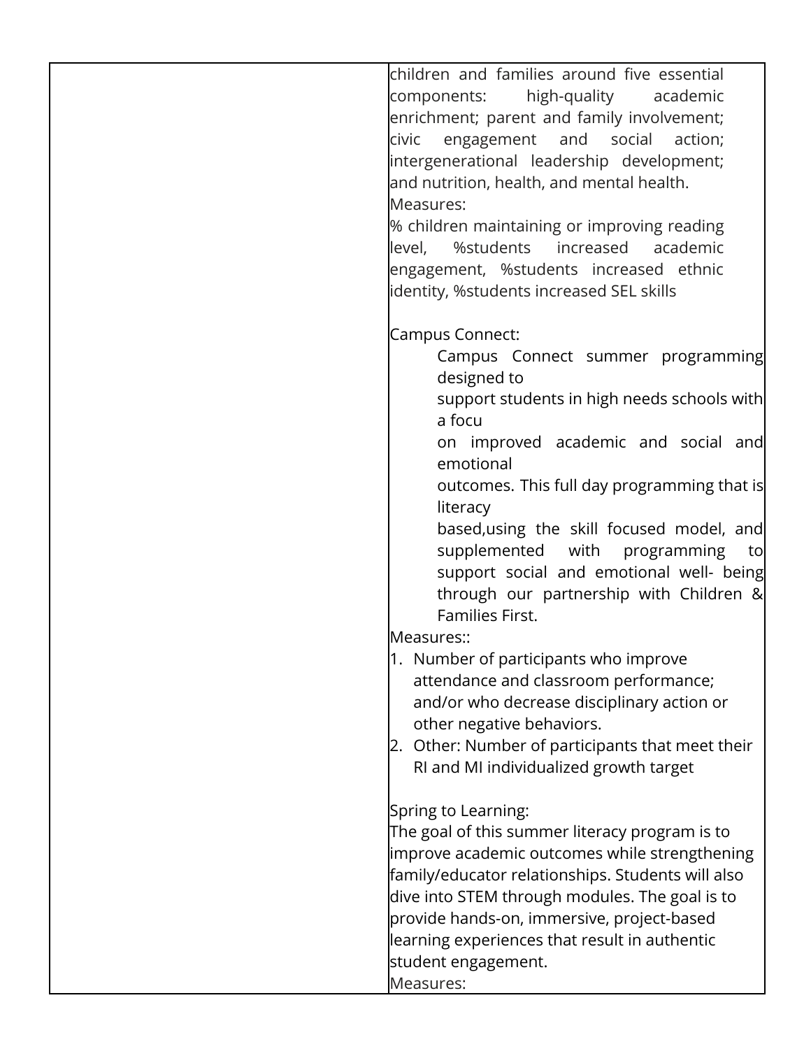| | |
|---|---|
| | children and families around five essential components: high-quality academic enrichment; parent and family involvement; civic engagement and social action; intergenerational leadership development; and nutrition, health, and mental health.<br>Measures:<br>% children maintaining or improving reading level, %students increased academic engagement, %students increased ethnic identity, %students increased SEL skills<br><br>Campus Connect:<br>Campus Connect summer programming designed to support students in high needs schools with a focu on improved academic and social and emotional outcomes. This full day programming that is literacy based,using the skill focused model, and supplemented with programming to support social and emotional well- being through our partnership with Children & Families First.<br>Measures::<br>1. Number of participants who improve attendance and classroom performance; and/or who decrease disciplinary action or other negative behaviors.<br>2. Other: Number of participants that meet their RI and MI individualized growth target<br><br>Spring to Learning:<br>The goal of this summer literacy program is to improve academic outcomes while strengthening family/educator relationships. Students will also dive into STEM through modules. The goal is to provide hands-on, immersive, project-based learning experiences that result in authentic student engagement.<br>Measures: |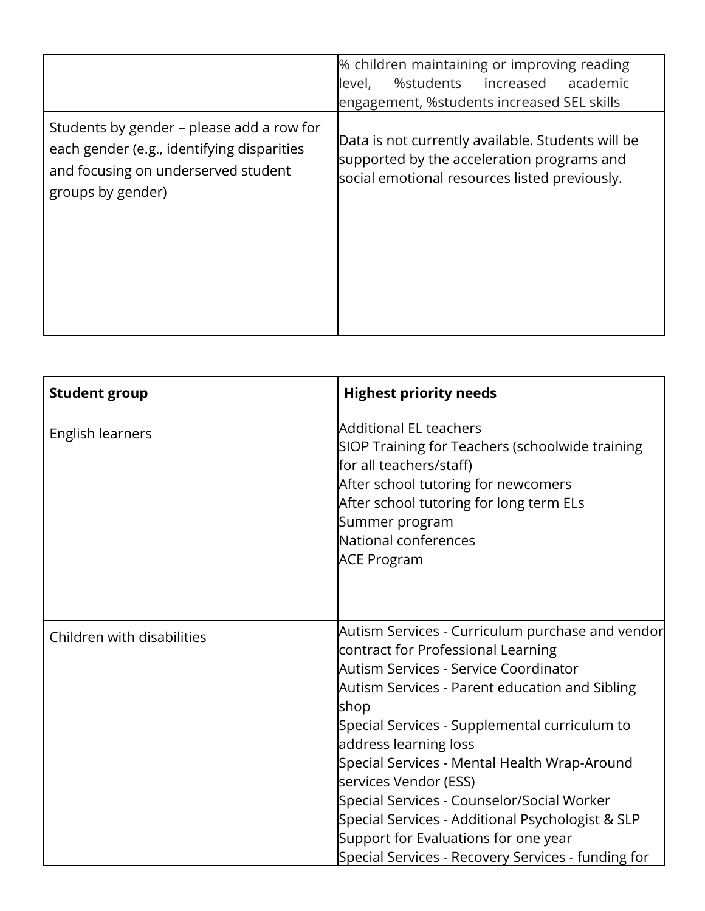| | |
|---|---|
| | % children maintaining or improving reading level, %students increased academic engagement, %students increased SEL skills |
| Students by gender – please add a row for each gender (e.g., identifying disparities and focusing on underserved student groups by gender) | Data is not currently available. Students will be supported by the acceleration programs and social emotional resources listed previously. |

| **Student group** | **Highest priority needs** |
|---|---|
| English learners | Additional EL teachers<br>SIOP Training for Teachers (schoolwide training for all teachers/staff)<br>After school tutoring for newcomers<br>After school tutoring for long term ELs<br>Summer program<br>National conferences<br>ACE Program |
| Children with disabilities | Autism Services - Curriculum purchase and vendor contract for Professional Learning<br>Autism Services - Service Coordinator<br>Autism Services - Parent education and Sibling shop<br>Special Services - Supplemental curriculum to address learning loss<br>Special Services - Mental Health Wrap-Around services Vendor (ESS)<br>Special Services - Counselor/Social Worker<br>Special Services - Additional Psychologist & SLP Support for Evaluations for one year<br>Special Services - Recovery Services - funding for |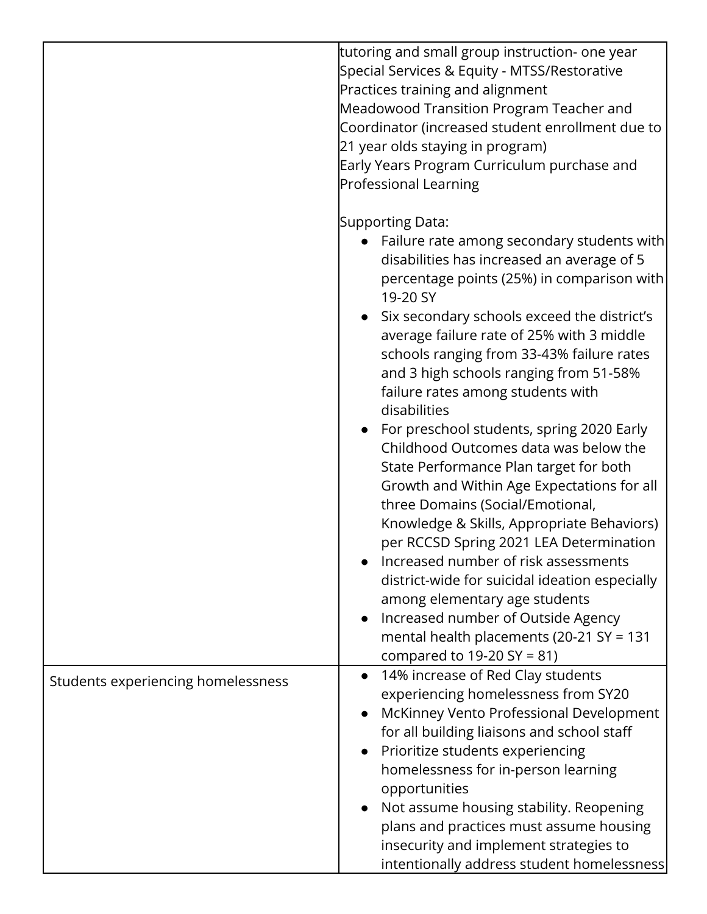| | |
|---|---|
| | tutoring and small group instruction- one year<br>Special Services & Equity - MTSS/Restorative Practices training and alignment<br>Meadowood Transition Program Teacher and Coordinator (increased student enrollment due to 21 year olds staying in program)<br>Early Years Program Curriculum purchase and Professional Learning<br><br>Supporting Data:<br>• Failure rate among secondary students with disabilities has increased an average of 5 percentage points (25%) in comparison with 19-20 SY<br>• Six secondary schools exceed the district's average failure rate of 25% with 3 middle schools ranging from 33-43% failure rates and 3 high schools ranging from 51-58% failure rates among students with disabilities<br>• For preschool students, spring 2020 Early Childhood Outcomes data was below the State Performance Plan target for both Growth and Within Age Expectations for all three Domains (Social/Emotional, Knowledge & Skills, Appropriate Behaviors) per RCCSD Spring 2021 LEA Determination<br>• Increased number of risk assessments district-wide for suicidal ideation especially among elementary age students<br>• Increased number of Outside Agency mental health placements (20-21 SY = 131 compared to 19-20 SY = 81) |
| Students experiencing homelessness | • 14% increase of Red Clay students experiencing homelessness from SY20<br>• McKinney Vento Professional Development for all building liaisons and school staff<br>• Prioritize students experiencing homelessness for in-person learning opportunities<br>• Not assume housing stability. Reopening plans and practices must assume housing insecurity and implement strategies to intentionally address student homelessness |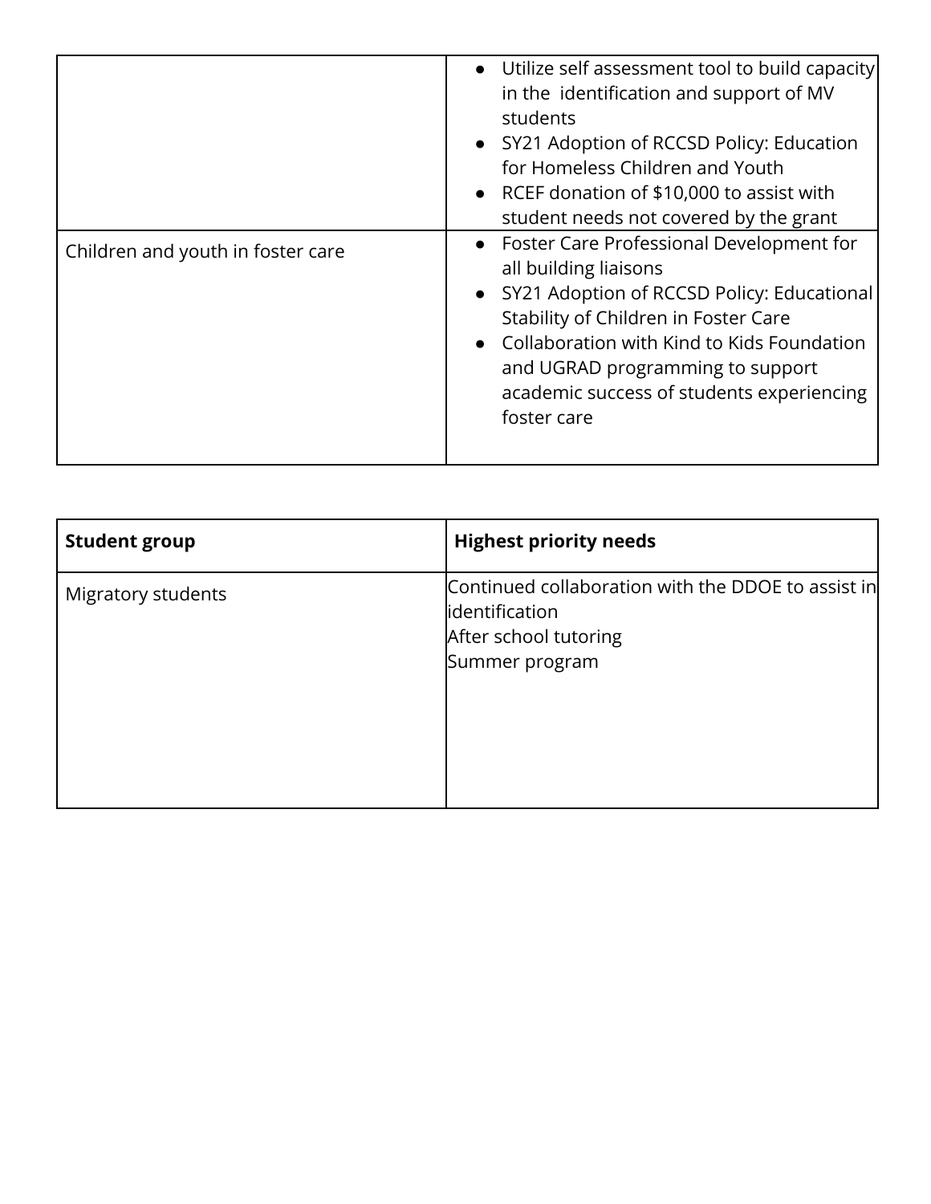| | |
|---|---|
| | • Utilize self assessment tool to build capacity in the identification and support of MV students<br>• SY21 Adoption of RCCSD Policy: Education for Homeless Children and Youth<br>• RCEF donation of $10,000 to assist with student needs not covered by the grant |
| Children and youth in foster care | • Foster Care Professional Development for all building liaisons<br>• SY21 Adoption of RCCSD Policy: Educational Stability of Children in Foster Care<br>• Collaboration with Kind to Kids Foundation and UGRAD programming to support academic success of students experiencing foster care |

| **Student group** | **Highest priority needs** |
|---|---|
| Migratory students | Continued collaboration with the DDOE to assist in identification<br>After school tutoring<br>Summer program |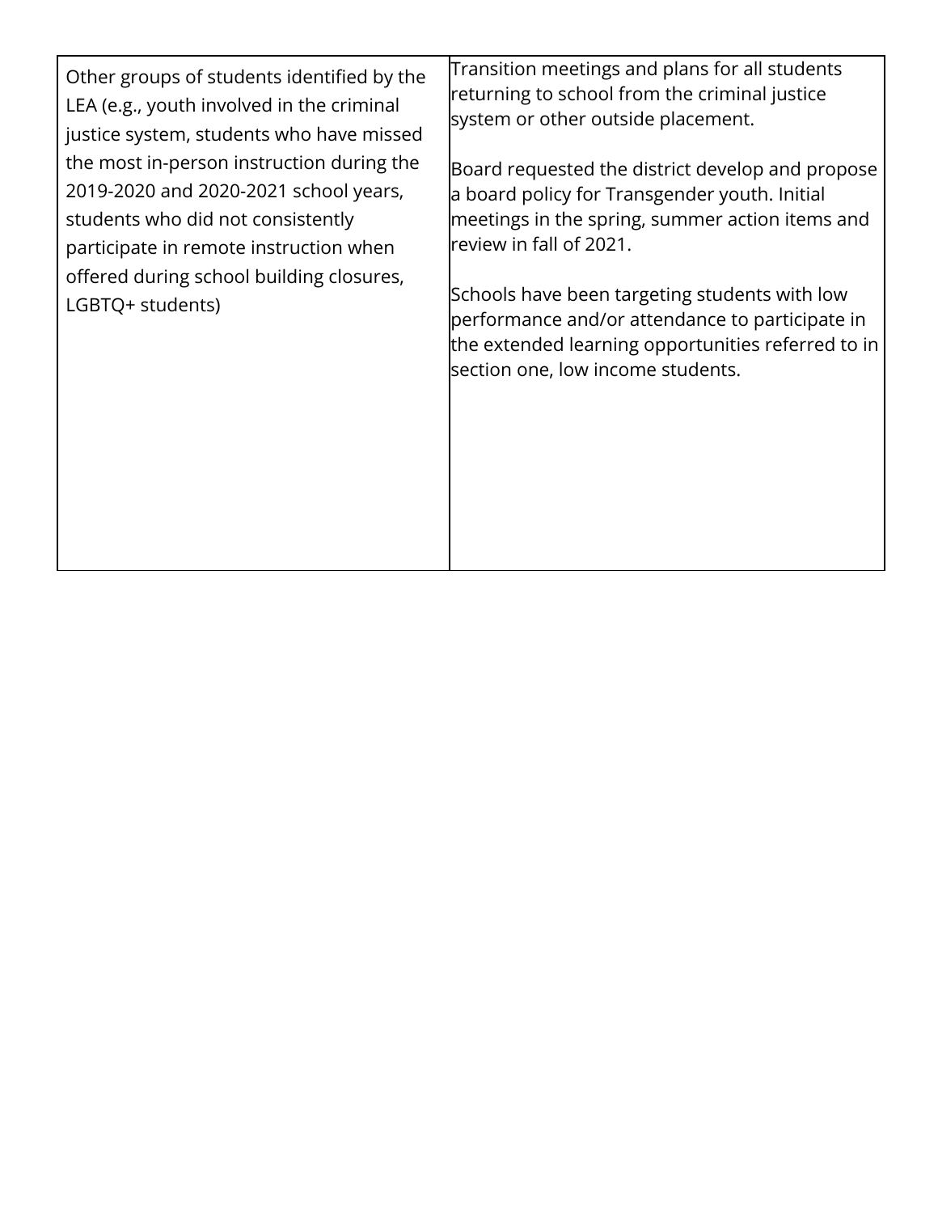| | |
|---|---|
| Other groups of students identified by the LEA (e.g., youth involved in the criminal justice system, students who have missed the most in-person instruction during the 2019-2020 and 2020-2021 school years, students who did not consistently participate in remote instruction when offered during school building closures, LGBTQ+ students) | Transition meetings and plans for all students returning to school from the criminal justice system or other outside placement.<br><br>Board requested the district develop and propose a board policy for Transgender youth. Initial meetings in the spring, summer action items and review in fall of 2021.<br><br>Schools have been targeting students with low performance and/or attendance to participate in the extended learning opportunities referred to in section one, low income students. |